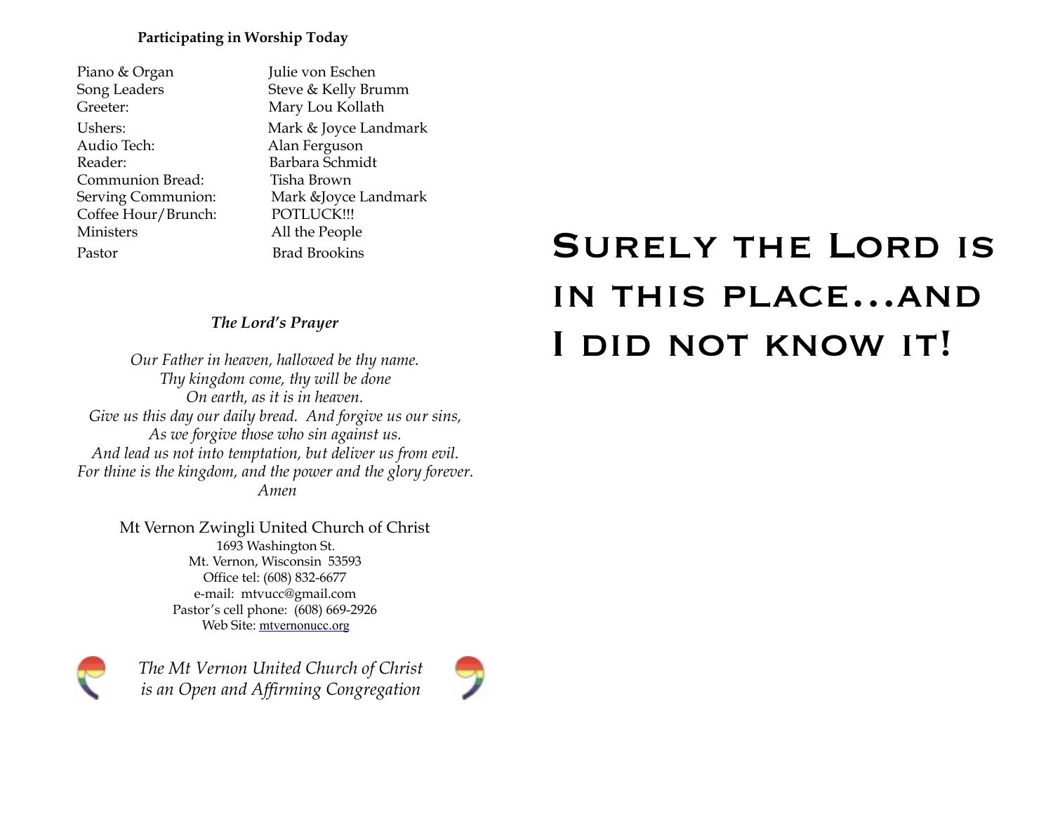**Participating in Worship Today**

| | |
|---|---|
| Piano & Organ | Julie von Eschen |
| Song Leaders | Steve & Kelly Brumm |
| Greeter: | Mary Lou Kollath |
| Ushers: | Mark & Joyce Landmark |
| Audio Tech: | Alan Ferguson |
| Reader: | Barbara Schmidt |
| Communion Bread: | Tisha Brown |
| Serving Communion: | Mark &Joyce Landmark |
| Coffee Hour/Brunch: | POTLUCK!!! |
| Ministers | All the People |
| Pastor | Brad Brookins |

***The Lord's Prayer***

*Our Father in heaven, hallowed be thy name.*
*Thy kingdom come, thy will be done*
*On earth, as it is in heaven.*
*Give us this day our daily bread. And forgive us our sins,*
*As we forgive those who sin against us.*
*And lead us not into temptation, but deliver us from evil.*
*For thine is the kingdom, and the power and the glory forever.*
*Amen*

Mt Vernon Zwingli United Church of Christ
1693 Washington St.
Mt. Vernon, Wisconsin 53593
Office tel: (608) 832-6677
e-mail: mtvucc@gmail.com
Pastor's cell phone: (608) 669-2926
Web Site: mtvernonucc.org

*The Mt Vernon United Church of Christ*
*is an Open and Affirming Congregation*

# Surely the Lord is in this place...and I did not know it!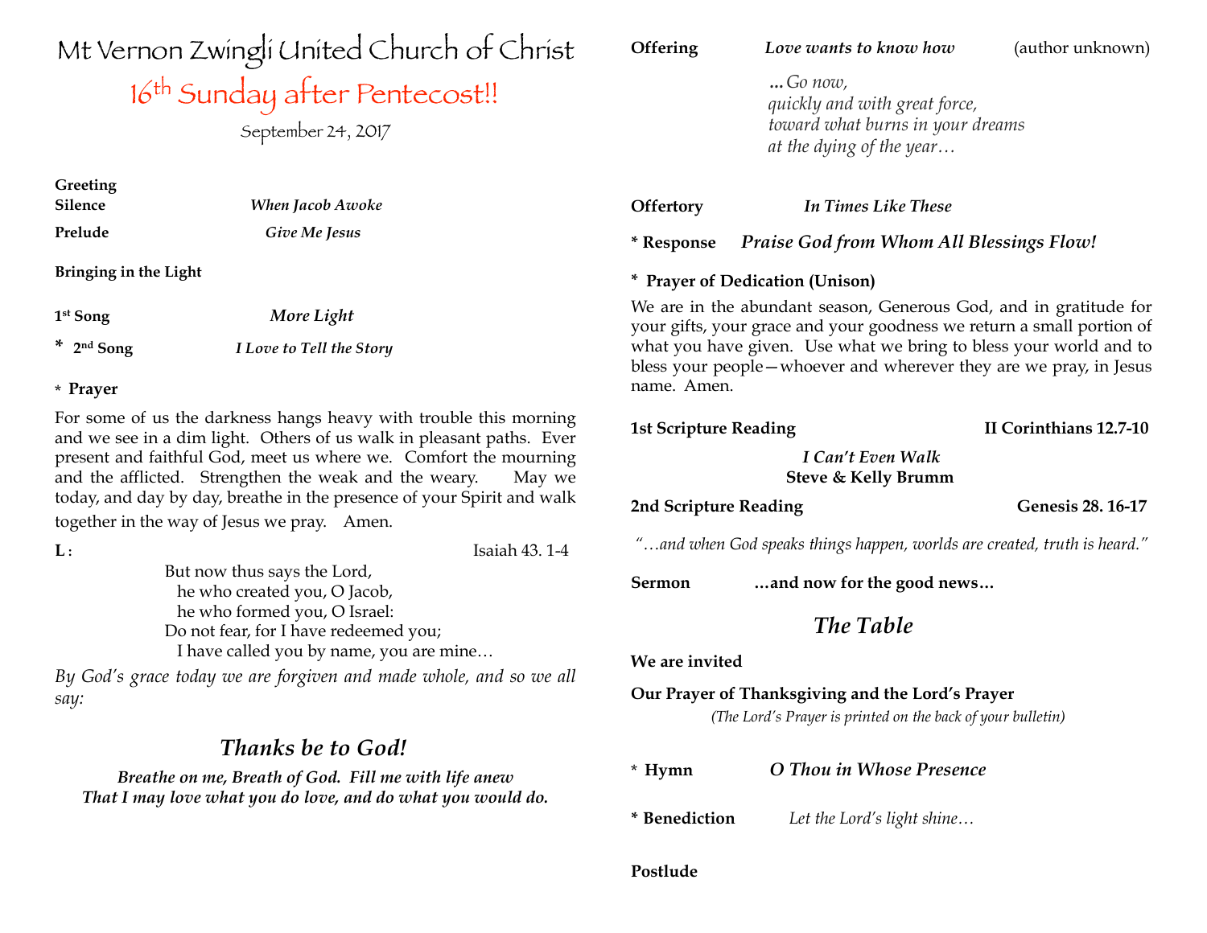# Mt Vernon Zwingli United Church of Christ

## 16th Sunday after Pentecost!!

September 24, 2017

**Greeting**

**Silence** *When Jacob Awoke*

**Prelude** *Give Me Jesus*

**Bringing in the Light**

**1st Song** *More Light*

\* **2nd Song** *I Love to Tell the Story*

\* **Prayer**

For some of us the darkness hangs heavy with trouble this morning and we see in a dim light. Others of us walk in pleasant paths. Ever present and faithful God, meet us where we. Comfort the mourning and the afflicted. Strengthen the weak and the weary. May we today, and day by day, breathe in the presence of your Spirit and walk together in the way of Jesus we pray. Amen.

**L** : Isaiah 43. 1-4

But now thus says the Lord,
he who created you, O Jacob,
he who formed you, O Israel:
Do not fear, for I have redeemed you;
I have called you by name, you are mine…

*By God's grace today we are forgiven and made whole, and so we all say:*

## *Thanks be to God!*

***Breathe on me, Breath of God. Fill me with life anew***
***That I may love what you do love, and do what you would do.***

**Offering** *Love wants to know how* (author unknown)

*…Go now,*
*quickly and with great force,*
*toward what burns in your dreams*
*at the dying of the year…*

**Offertory** *In Times Like These*

\* **Response** *Praise God from Whom All Blessings Flow!*

\* **Prayer of Dedication (Unison)**

We are in the abundant season, Generous God, and in gratitude for your gifts, your grace and your goodness we return a small portion of what you have given. Use what we bring to bless your world and to bless your people—whoever and wherever they are we pray, in Jesus name. Amen.

**1st Scripture Reading** **II Corinthians 12.7-10**

***I Can't Even Walk***
**Steve & Kelly Brumm**

**2nd Scripture Reading** **Genesis 28. 16-17**

*"…and when God speaks things happen, worlds are created, truth is heard."*

**Sermon** **…and now for the good news…**

## *The Table*

**We are invited**

**Our Prayer of Thanksgiving and the Lord's Prayer**

*(The Lord's Prayer is printed on the back of your bulletin)*

\* **Hymn** *O Thou in Whose Presence*

\* **Benediction** *Let the Lord's light shine…*

**Postlude**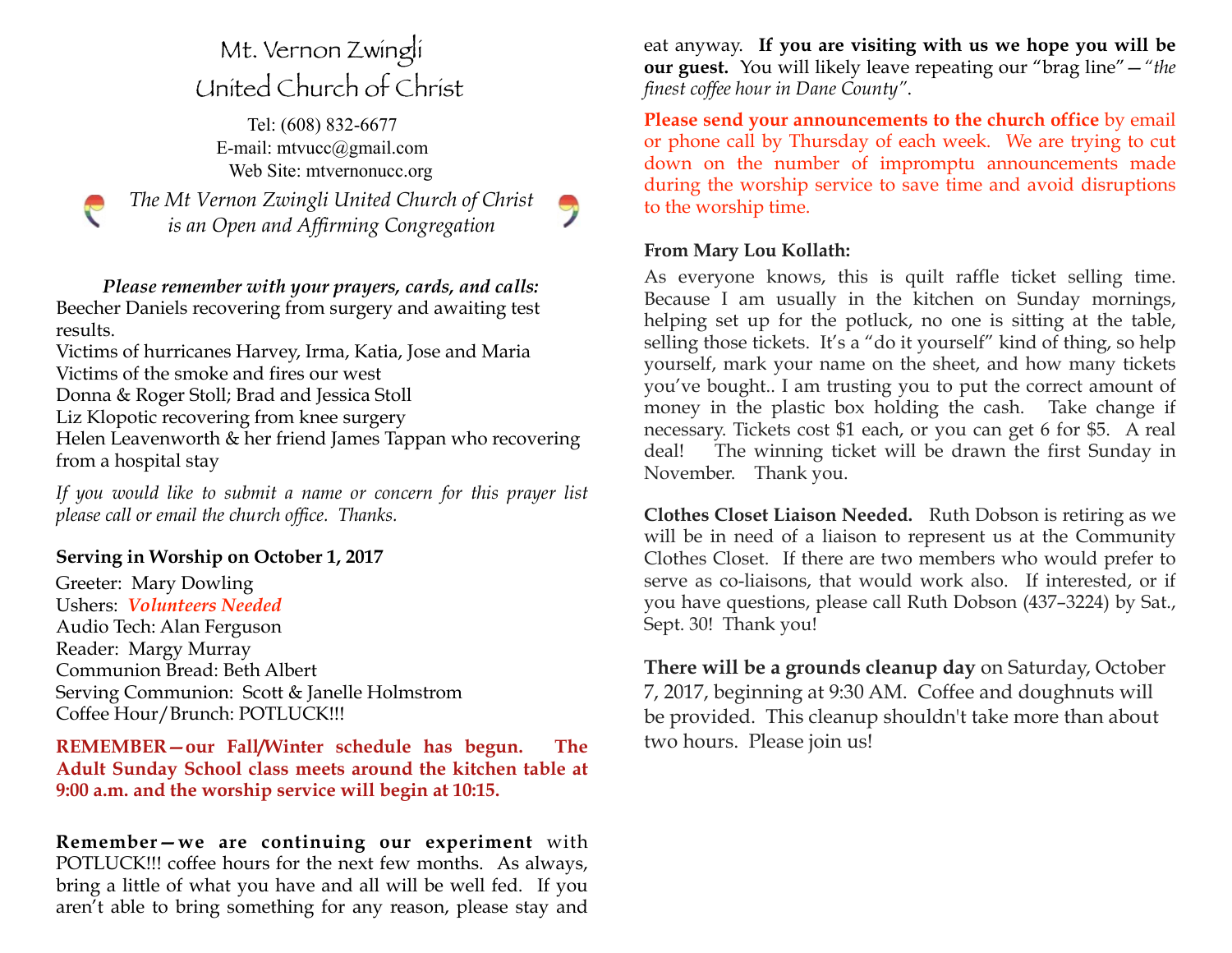# Mt. Vernon Zwingli United Church of Christ

Tel: (608) 832-6677
E-mail: mtvucc@gmail.com
Web Site: mtvernonucc.org

*The Mt Vernon Zwingli United Church of Christ is an Open and Affirming Congregation*

***Please remember with your prayers, cards, and calls:***

Beecher Daniels recovering from surgery and awaiting test results.
Victims of hurricanes Harvey, Irma, Katia, Jose and Maria
Victims of the smoke and fires our west
Donna & Roger Stoll; Brad and Jessica Stoll
Liz Klopotic recovering from knee surgery
Helen Leavenworth & her friend James Tappan who recovering from a hospital stay

*If you would like to submit a name or concern for this prayer list please call or email the church office. Thanks.*

**Serving in Worship on October 1, 2017**

Greeter: Mary Dowling
Ushers: ***Volunteers Needed***
Audio Tech: Alan Ferguson
Reader: Margy Murray
Communion Bread: Beth Albert
Serving Communion: Scott & Janelle Holmstrom
Coffee Hour/Brunch: POTLUCK!!!

**REMEMBER—our Fall/Winter schedule has begun. The Adult Sunday School class meets around the kitchen table at 9:00 a.m. and the worship service will begin at 10:15.**

**Remember—we are continuing our experiment** with POTLUCK!!! coffee hours for the next few months. As always, bring a little of what you have and all will be well fed. If you aren't able to bring something for any reason, please stay and eat anyway. **If you are visiting with us we hope you will be our guest.** You will likely leave repeating our "brag line"—"*the finest coffee hour in Dane County*".

**Please send your announcements to the church office** by email or phone call by Thursday of each week. We are trying to cut down on the number of impromptu announcements made during the worship service to save time and avoid disruptions to the worship time.

**From Mary Lou Kollath:**

As everyone knows, this is quilt raffle ticket selling time. Because I am usually in the kitchen on Sunday mornings, helping set up for the potluck, no one is sitting at the table, selling those tickets. It's a "do it yourself" kind of thing, so help yourself, mark your name on the sheet, and how many tickets you've bought.. I am trusting you to put the correct amount of money in the plastic box holding the cash. Take change if necessary. Tickets cost $1 each, or you can get 6 for $5. A real deal! The winning ticket will be drawn the first Sunday in November. Thank you.

**Clothes Closet Liaison Needed.** Ruth Dobson is retiring as we will be in need of a liaison to represent us at the Community Clothes Closet. If there are two members who would prefer to serve as co-liaisons, that would work also. If interested, or if you have questions, please call Ruth Dobson (437–3224) by Sat., Sept. 30! Thank you!

**There will be a grounds cleanup day** on Saturday, October 7, 2017, beginning at 9:30 AM. Coffee and doughnuts will be provided. This cleanup shouldn't take more than about two hours. Please join us!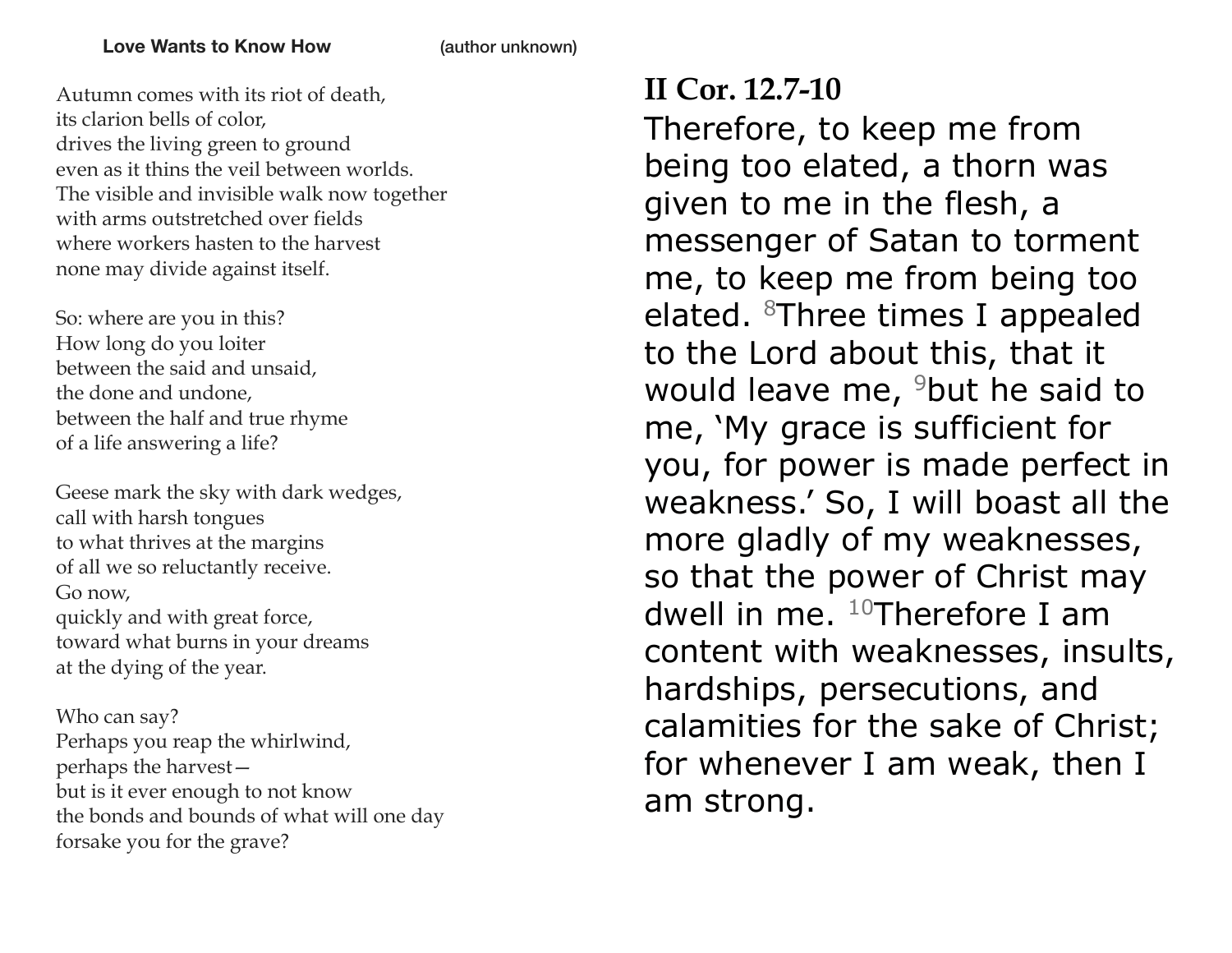**Love Wants to Know How** (author unknown)

Autumn comes with its riot of death,
its clarion bells of color,
drives the living green to ground
even as it thins the veil between worlds.
The visible and invisible walk now together
with arms outstretched over fields
where workers hasten to the harvest
none may divide against itself.

So: where are you in this?
How long do you loiter
between the said and unsaid,
the done and undone,
between the half and true rhyme
of a life answering a life?

Geese mark the sky with dark wedges,
call with harsh tongues
to what thrives at the margins
of all we so reluctantly receive.
Go now,
quickly and with great force,
toward what burns in your dreams
at the dying of the year.

Who can say?
Perhaps you reap the whirlwind,
perhaps the harvest—
but is it ever enough to not know
the bonds and bounds of what will one day
forsake you for the grave?

## II Cor. 12.7-10

Therefore, to keep me from being too elated, a thorn was given to me in the flesh, a messenger of Satan to torment me, to keep me from being too elated. [8]Three times I appealed to the Lord about this, that it would leave me, [9]but he said to me, 'My grace is sufficient for you, for power is made perfect in weakness.' So, I will boast all the more gladly of my weaknesses, so that the power of Christ may dwell in me. [10]Therefore I am content with weaknesses, insults, hardships, persecutions, and calamities for the sake of Christ; for whenever I am weak, then I am strong.